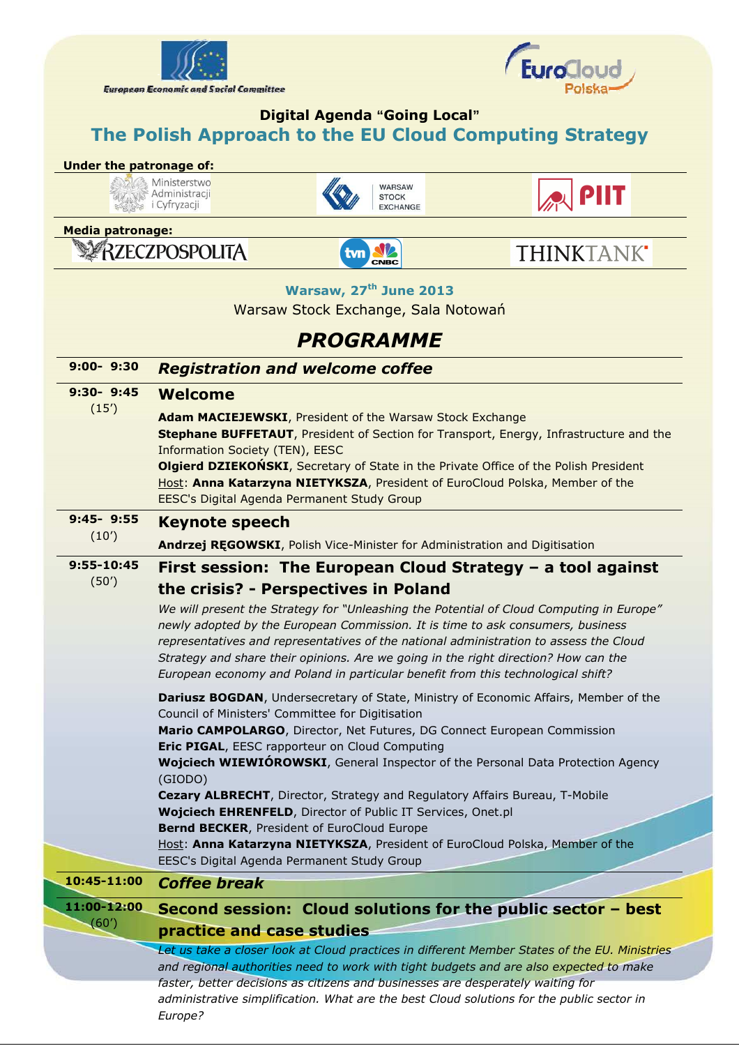European Economic and Social Committee

EuroCloud Polska

**Digital Agenda "Going Local"**

## The Polish Approach to the EU Cloud Computing Strategy

**Under the patronage of:**

Ministerstwo Administracji i Cyfryzacji | Warsaw Stock Exchange | PIIT

**Media patronage:**

Rzeczpospolita | tvn CNBC | THINKTANK

**Warsaw, 27th June 2013**

Warsaw Stock Exchange, Sala Notowań

# *PROGRAMME*

**9:00- 9:30** — ***Registration and welcome coffee***

---

**9:30- 9:45** (15')

### Welcome

**Adam MACIEJEWSKI**, President of the Warsaw Stock Exchange
**Stephane BUFFETAUT**, President of Section for Transport, Energy, Infrastructure and the Information Society (TEN), EESC
**Olgierd DZIEKOŃSKI**, Secretary of State in the Private Office of the Polish President
Host: **Anna Katarzyna NIETYKSZA**, President of EuroCloud Polska, Member of the EESC's Digital Agenda Permanent Study Group

---

**9:45- 9:55** (10')

### Keynote speech

**Andrzej RĘGOWSKI**, Polish Vice-Minister for Administration and Digitisation

---

**9:55-10:45** (50')

### First session: The European Cloud Strategy – a tool against the crisis? - Perspectives in Poland

*We will present the Strategy for "Unleashing the Potential of Cloud Computing in Europe" newly adopted by the European Commission. It is time to ask consumers, business representatives and representatives of the national administration to assess the Cloud Strategy and share their opinions. Are we going in the right direction? How can the European economy and Poland in particular benefit from this technological shift?*

**Dariusz BOGDAN**, Undersecretary of State, Ministry of Economic Affairs, Member of the Council of Ministers' Committee for Digitisation
**Mario CAMPOLARGO**, Director, Net Futures, DG Connect European Commission
**Eric PIGAL**, EESC rapporteur on Cloud Computing
**Wojciech WIEWIÓROWSKI**, General Inspector of the Personal Data Protection Agency (GIODO)
**Cezary ALBRECHT**, Director, Strategy and Regulatory Affairs Bureau, T-Mobile
**Wojciech EHRENFELD**, Director of Public IT Services, Onet.pl
**Bernd BECKER**, President of EuroCloud Europe
Host: **Anna Katarzyna NIETYKSZA**, President of EuroCloud Polska, Member of the EESC's Digital Agenda Permanent Study Group

---

**10:45-11:00** — ***Coffee break***

---

**11:00-12:00** (60')

### Second session: Cloud solutions for the public sector – best practice and case studies

*Let us take a closer look at Cloud practices in different Member States of the EU. Ministries and regional authorities need to work with tight budgets and are also expected to make faster, better decisions as citizens and businesses are desperately waiting for administrative simplification. What are the best Cloud solutions for the public sector in Europe?*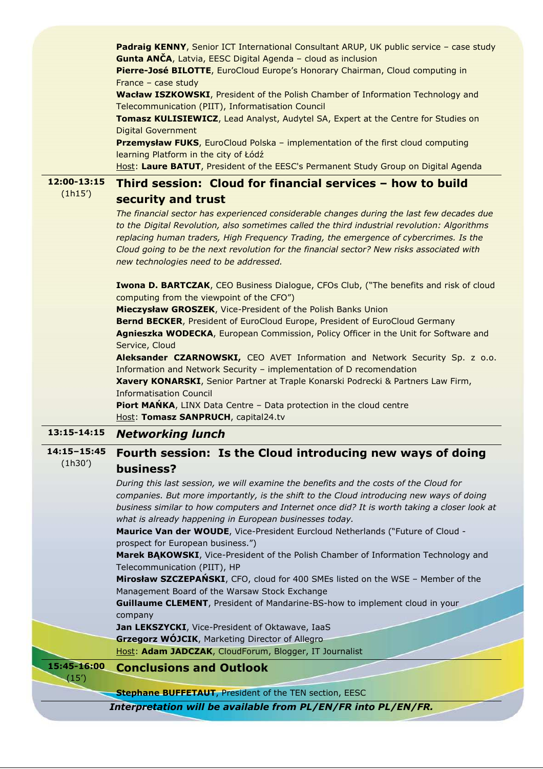**Padraig KENNY**, Senior ICT International Consultant ARUP, UK public service – case study
**Gunta ANČA**, Latvia, EESC Digital Agenda – cloud as inclusion
**Pierre-José BILOTTE**, EuroCloud Europe's Honorary Chairman, Cloud computing in France – case study
**Wacław ISZKOWSKI**, President of the Polish Chamber of Information Technology and Telecommunication (PIIT), Informatisation Council
**Tomasz KULISIEWICZ**, Lead Analyst, Audytel SA, Expert at the Centre for Studies on Digital Government
**Przemysław FUKS**, EuroCloud Polska – implementation of the first cloud computing learning Platform in the city of Łódź
Host: **Laure BATUT**, President of the EESC's Permanent Study Group on Digital Agenda

**12:00-13:15** (1h15')

## Third session: Cloud for financial services – how to build security and trust

*The financial sector has experienced considerable changes during the last few decades due to the Digital Revolution, also sometimes called the third industrial revolution: Algorithms replacing human traders, High Frequency Trading, the emergence of cybercrimes. Is the Cloud going to be the next revolution for the financial sector? New risks associated with new technologies need to be addressed.*

**Iwona D. BARTCZAK**, CEO Business Dialogue, CFOs Club, ("The benefits and risk of cloud computing from the viewpoint of the CFO")
**Mieczysław GROSZEK**, Vice-President of the Polish Banks Union
**Bernd BECKER**, President of EuroCloud Europe, President of EuroCloud Germany
**Agnieszka WODECKA**, European Commission, Policy Officer in the Unit for Software and Service, Cloud
**Aleksander CZARNOWSKI,** CEO AVET Information and Network Security Sp. z o.o. Information and Network Security – implementation of D recomendation
**Xavery KONARSKI**, Senior Partner at Traple Konarski Podrecki & Partners Law Firm, Informatisation Council
**Piort MAŃKA**, LINX Data Centre – Data protection in the cloud centre
Host: **Tomasz SANPRUCH**, capital24.tv

**13:15-14:15**

## *Networking lunch*

**14:15–15:45** (1h30')

## Fourth session: Is the Cloud introducing new ways of doing business?

*During this last session, we will examine the benefits and the costs of the Cloud for companies. But more importantly, is the shift to the Cloud introducing new ways of doing business similar to how computers and Internet once did? It is worth taking a closer look at what is already happening in European businesses today.*

**Maurice Van der WOUDE**, Vice-President Eurcloud Netherlands ("Future of Cloud - prospect for European business.")
**Marek BĄKOWSKI**, Vice-President of the Polish Chamber of Information Technology and Telecommunication (PIIT), HP
**Mirosław SZCZEPAŃSKI**, CFO, cloud for 400 SMEs listed on the WSE – Member of the Management Board of the Warsaw Stock Exchange
**Guillaume CLEMENT**, President of Mandarine-BS-how to implement cloud in your company
**Jan LEKSZYCKI**, Vice-President of Oktawave, IaaS
**Grzegorz WÓJCIK**, Marketing Director of Allegro
Host: **Adam JADCZAK**, CloudForum, Blogger, IT Journalist

**15:45-16:00** (15')

## Conclusions and Outlook

**Stephane BUFFETAUT**, President of the TEN section, EESC

***Interpretation will be available from PL/EN/FR into PL/EN/FR.***